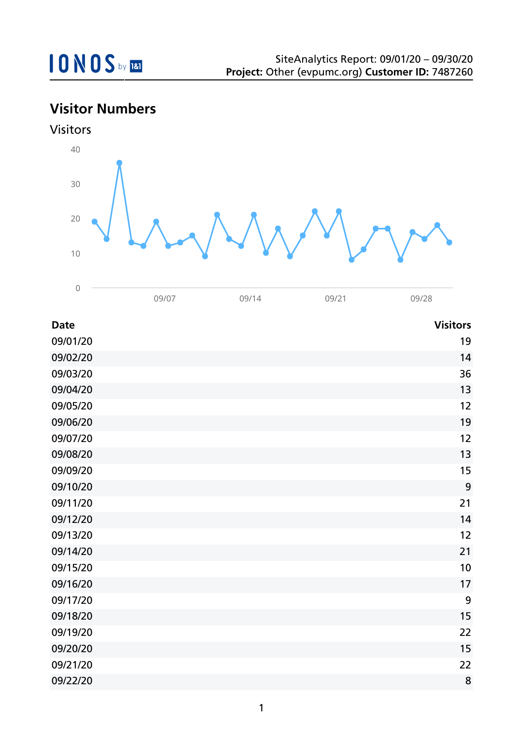IONOS by 1&1

SiteAnalytics Report: 09/01/20 – 09/30/20
**Project:** Other (evpumc.org) **Customer ID:** 7487260

## Visitor Numbers

### Visitors

| Date | Visitors |
|---|---|
| 09/01/20 | 19 |
| 09/02/20 | 14 |
| 09/03/20 | 36 |
| 09/04/20 | 13 |
| 09/05/20 | 12 |
| 09/06/20 | 19 |
| 09/07/20 | 12 |
| 09/08/20 | 13 |
| 09/09/20 | 15 |
| 09/10/20 | 9 |
| 09/11/20 | 21 |
| 09/12/20 | 14 |
| 09/13/20 | 12 |
| 09/14/20 | 21 |
| 09/15/20 | 10 |
| 09/16/20 | 17 |
| 09/17/20 | 9 |
| 09/18/20 | 15 |
| 09/19/20 | 22 |
| 09/20/20 | 15 |
| 09/21/20 | 22 |
| 09/22/20 | 8 |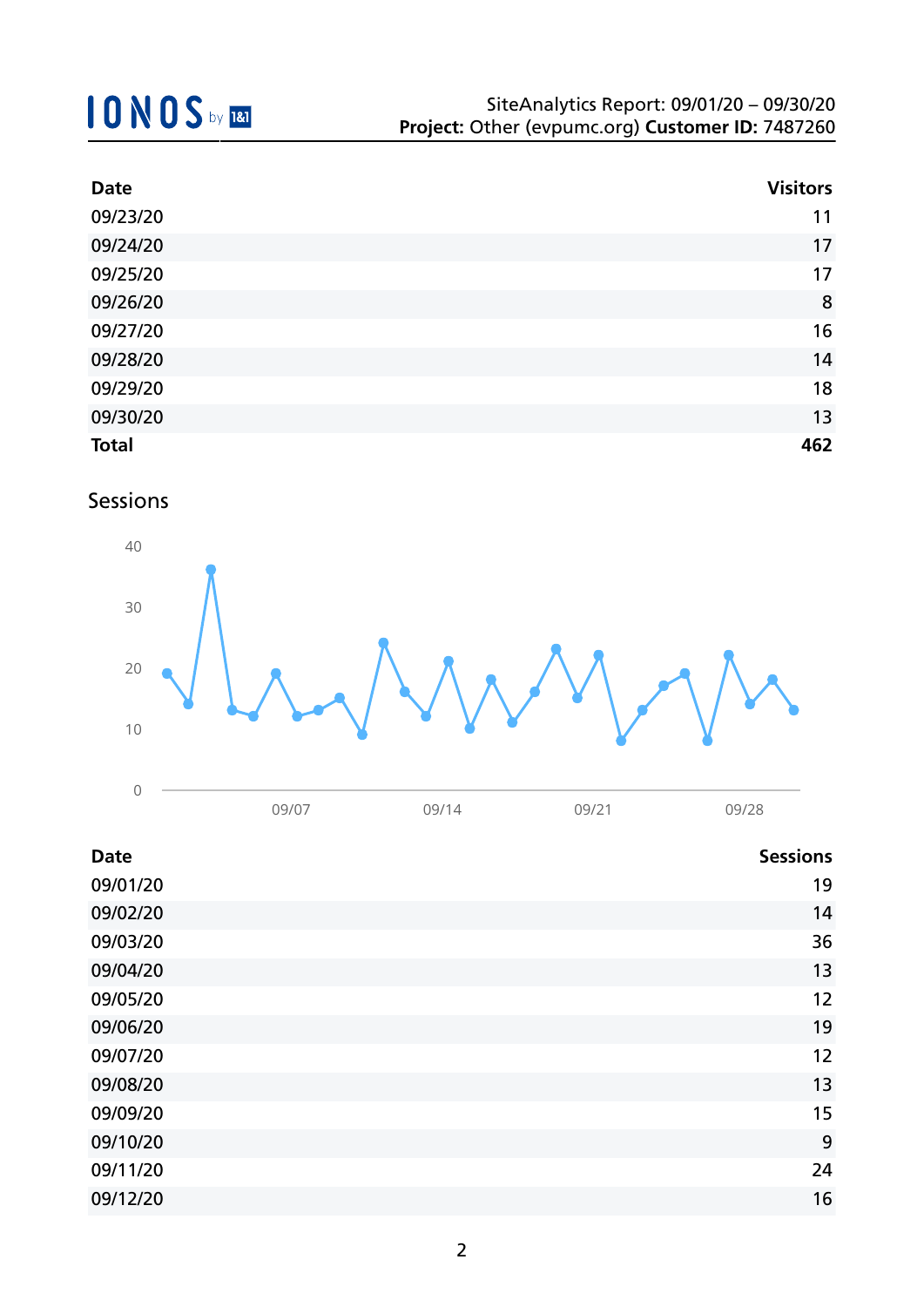| Date | Visitors |
|---|---|
| 09/23/20 | 11 |
| 09/24/20 | 17 |
| 09/25/20 | 17 |
| 09/26/20 | 8 |
| 09/27/20 | 16 |
| 09/28/20 | 14 |
| 09/29/20 | 18 |
| 09/30/20 | 13 |
| **Total** | **462** |

## Sessions

| Date | Sessions |
|---|---|
| 09/01/20 | 19 |
| 09/02/20 | 14 |
| 09/03/20 | 36 |
| 09/04/20 | 13 |
| 09/05/20 | 12 |
| 09/06/20 | 19 |
| 09/07/20 | 12 |
| 09/08/20 | 13 |
| 09/09/20 | 15 |
| 09/10/20 | 9 |
| 09/11/20 | 24 |
| 09/12/20 | 16 |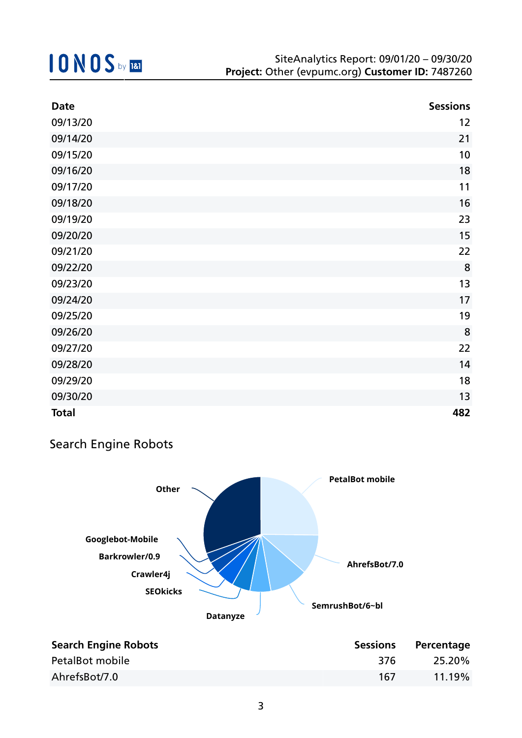| Date | Sessions |
|---|---|
| 09/13/20 | 12 |
| 09/14/20 | 21 |
| 09/15/20 | 10 |
| 09/16/20 | 18 |
| 09/17/20 | 11 |
| 09/18/20 | 16 |
| 09/19/20 | 23 |
| 09/20/20 | 15 |
| 09/21/20 | 22 |
| 09/22/20 | 8 |
| 09/23/20 | 13 |
| 09/24/20 | 17 |
| 09/25/20 | 19 |
| 09/26/20 | 8 |
| 09/27/20 | 22 |
| 09/28/20 | 14 |
| 09/29/20 | 18 |
| 09/30/20 | 13 |
| **Total** | **482** |

## Search Engine Robots

PetalBot mobile, AhrefsBot/7.0, SemrushBot/6~bl, Datanyze, SEOkicks, Crawler4j, Barkrowler/0.9, Googlebot-Mobile, Other

| Search Engine Robots | Sessions | Percentage |
|---|---|---|
| PetalBot mobile | 376 | 25.20% |
| AhrefsBot/7.0 | 167 | 11.19% |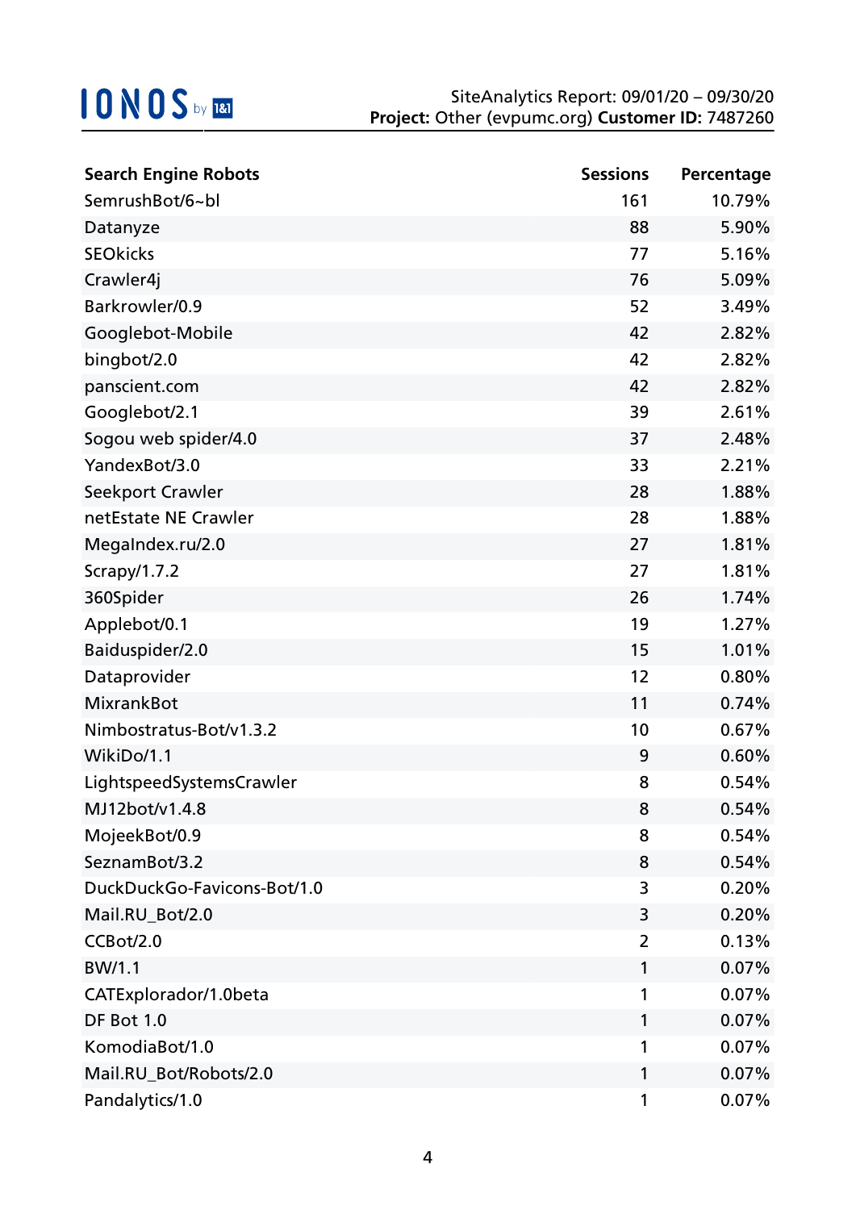| Search Engine Robots | Sessions | Percentage |
|---|---|---|
| SemrushBot/6~bl | 161 | 10.79% |
| Datanyze | 88 | 5.90% |
| SEOkicks | 77 | 5.16% |
| Crawler4j | 76 | 5.09% |
| Barkrowler/0.9 | 52 | 3.49% |
| Googlebot-Mobile | 42 | 2.82% |
| bingbot/2.0 | 42 | 2.82% |
| panscient.com | 42 | 2.82% |
| Googlebot/2.1 | 39 | 2.61% |
| Sogou web spider/4.0 | 37 | 2.48% |
| YandexBot/3.0 | 33 | 2.21% |
| Seekport Crawler | 28 | 1.88% |
| netEstate NE Crawler | 28 | 1.88% |
| MegaIndex.ru/2.0 | 27 | 1.81% |
| Scrapy/1.7.2 | 27 | 1.81% |
| 360Spider | 26 | 1.74% |
| Applebot/0.1 | 19 | 1.27% |
| Baiduspider/2.0 | 15 | 1.01% |
| Dataprovider | 12 | 0.80% |
| MixrankBot | 11 | 0.74% |
| Nimbostratus-Bot/v1.3.2 | 10 | 0.67% |
| WikiDo/1.1 | 9 | 0.60% |
| LightspeedSystemsCrawler | 8 | 0.54% |
| MJ12bot/v1.4.8 | 8 | 0.54% |
| MojeekBot/0.9 | 8 | 0.54% |
| SeznamBot/3.2 | 8 | 0.54% |
| DuckDuckGo-Favicons-Bot/1.0 | 3 | 0.20% |
| Mail.RU_Bot/2.0 | 3 | 0.20% |
| CCBot/2.0 | 2 | 0.13% |
| BW/1.1 | 1 | 0.07% |
| CATExplorador/1.0beta | 1 | 0.07% |
| DF Bot 1.0 | 1 | 0.07% |
| KomodiaBot/1.0 | 1 | 0.07% |
| Mail.RU_Bot/Robots/2.0 | 1 | 0.07% |
| Pandalytics/1.0 | 1 | 0.07% |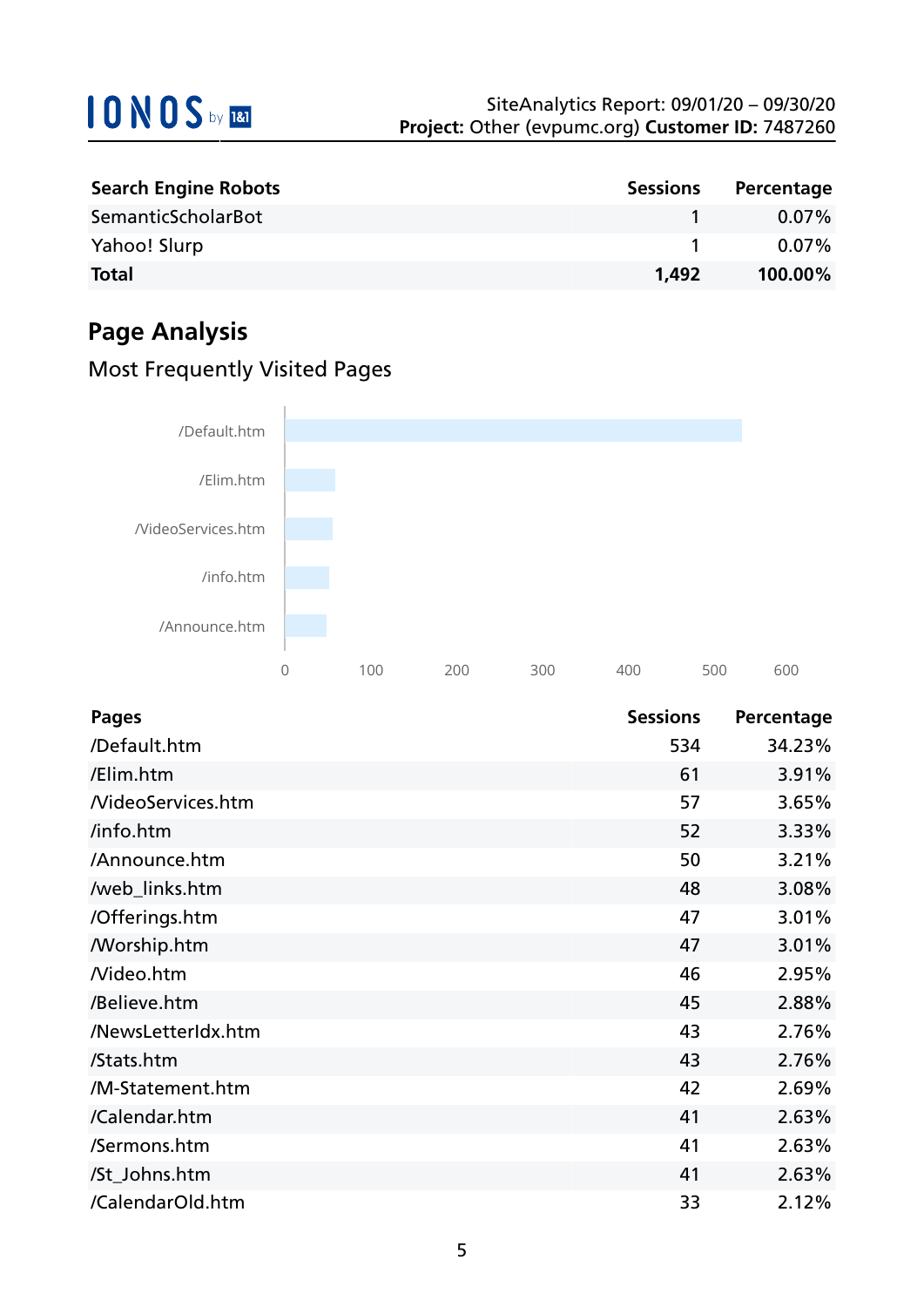| Search Engine Robots | Sessions | Percentage |
|---|---|---|
| SemanticScholarBot | 1 | 0.07% |
| Yahoo! Slurp | 1 | 0.07% |
| **Total** | **1,492** | **100.00%** |

## Page Analysis

### Most Frequently Visited Pages

| Pages | Sessions | Percentage |
|---|---|---|
| /Default.htm | 534 | 34.23% |
| /Elim.htm | 61 | 3.91% |
| /VideoServices.htm | 57 | 3.65% |
| /info.htm | 52 | 3.33% |
| /Announce.htm | 50 | 3.21% |
| /web_links.htm | 48 | 3.08% |
| /Offerings.htm | 47 | 3.01% |
| /Worship.htm | 47 | 3.01% |
| /Video.htm | 46 | 2.95% |
| /Believe.htm | 45 | 2.88% |
| /NewsLetterIdx.htm | 43 | 2.76% |
| /Stats.htm | 43 | 2.76% |
| /M-Statement.htm | 42 | 2.69% |
| /Calendar.htm | 41 | 2.63% |
| /Sermons.htm | 41 | 2.63% |
| /St_Johns.htm | 41 | 2.63% |
| /CalendarOld.htm | 33 | 2.12% |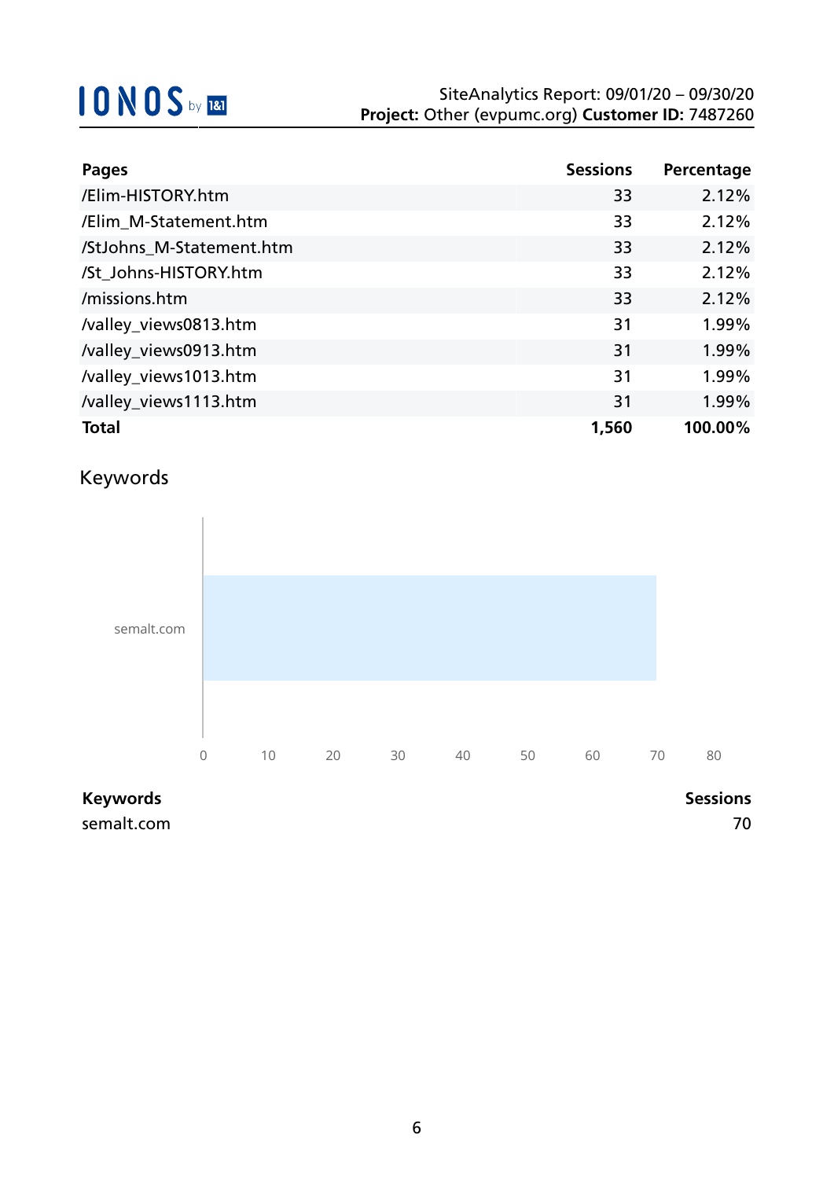| Pages | Sessions | Percentage |
| --- | --- | --- |
| /Elim-HISTORY.htm | 33 | 2.12% |
| /Elim_M-Statement.htm | 33 | 2.12% |
| /StJohns_M-Statement.htm | 33 | 2.12% |
| /St_Johns-HISTORY.htm | 33 | 2.12% |
| /missions.htm | 33 | 2.12% |
| /valley_views0813.htm | 31 | 1.99% |
| /valley_views0913.htm | 31 | 1.99% |
| /valley_views1013.htm | 31 | 1.99% |
| /valley_views1113.htm | 31 | 1.99% |
| **Total** | **1,560** | **100.00%** |

## Keywords

| Keywords | Sessions |
| --- | --- |
| semalt.com | 70 |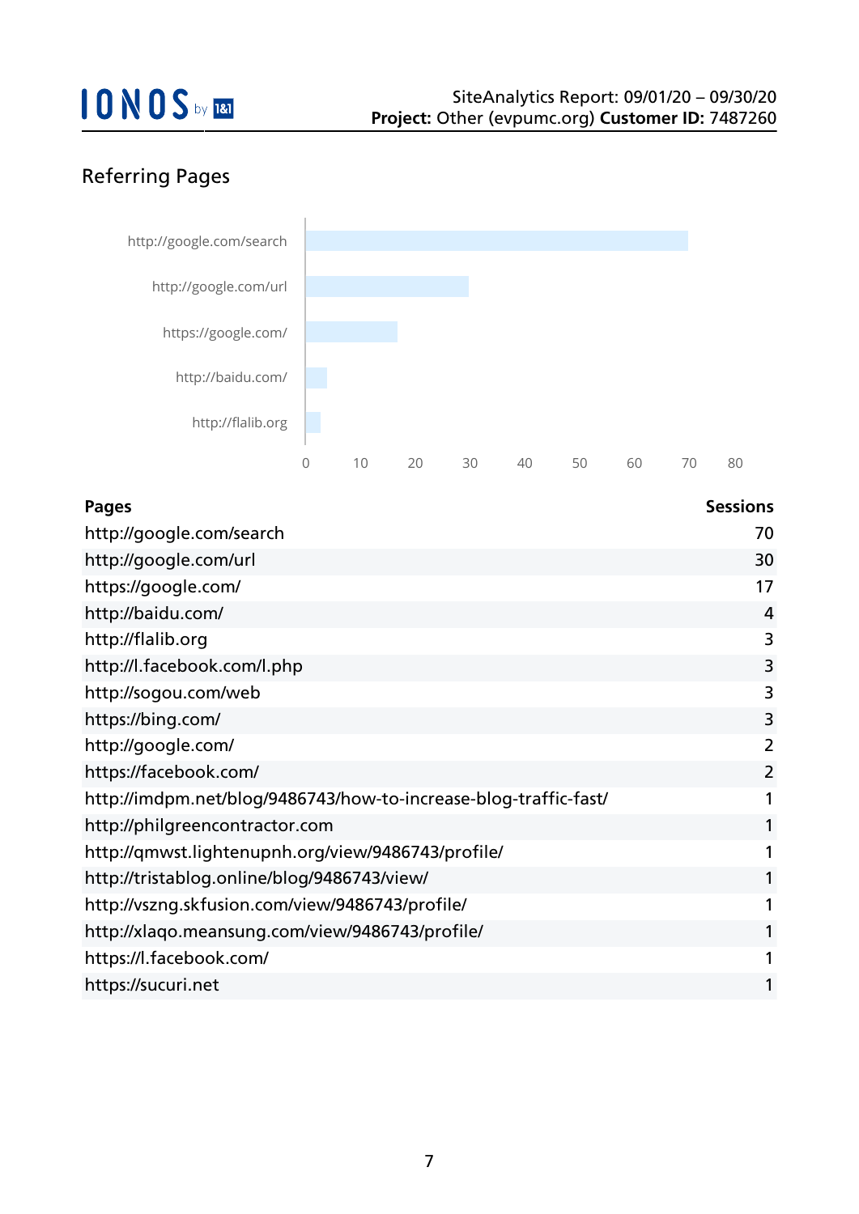## Referring Pages

| Pages | Sessions |
|---|---|
| http://google.com/search | 70 |
| http://google.com/url | 30 |
| https://google.com/ | 17 |
| http://baidu.com/ | 4 |
| http://flalib.org | 3 |
| http://l.facebook.com/l.php | 3 |
| http://sogou.com/web | 3 |
| https://bing.com/ | 3 |
| http://google.com/ | 2 |
| https://facebook.com/ | 2 |
| http://imdpm.net/blog/9486743/how-to-increase-blog-traffic-fast/ | 1 |
| http://philgreencontractor.com | 1 |
| http://qmwst.lightenupnh.org/view/9486743/profile/ | 1 |
| http://tristablog.online/blog/9486743/view/ | 1 |
| http://vszng.skfusion.com/view/9486743/profile/ | 1 |
| http://xlaqo.meansung.com/view/9486743/profile/ | 1 |
| https://l.facebook.com/ | 1 |
| https://sucuri.net | 1 |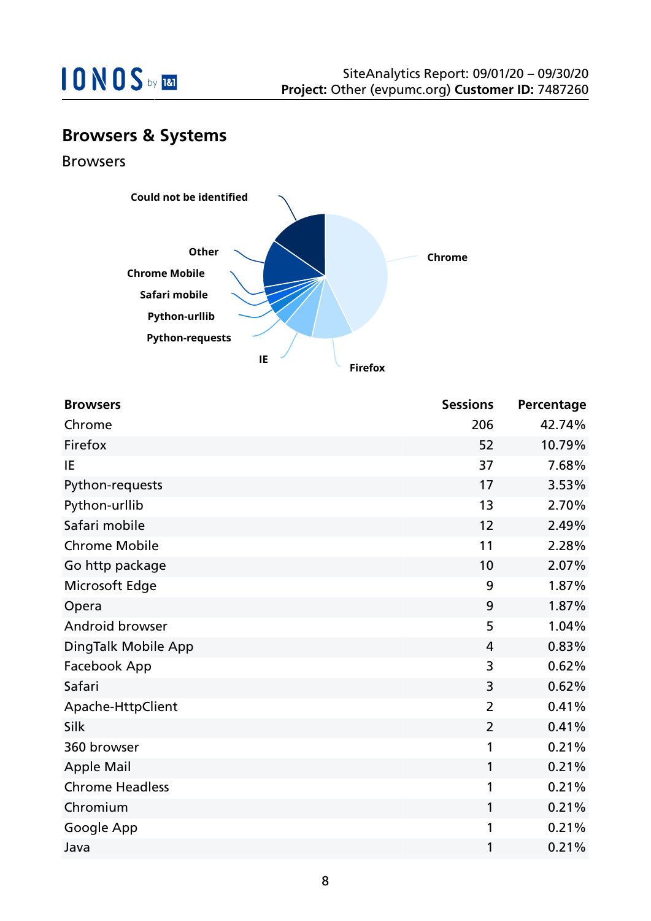## Browsers & Systems

### Browsers

| Browsers | Sessions | Percentage |
|---|---|---|
| Chrome | 206 | 42.74% |
| Firefox | 52 | 10.79% |
| IE | 37 | 7.68% |
| Python-requests | 17 | 3.53% |
| Python-urllib | 13 | 2.70% |
| Safari mobile | 12 | 2.49% |
| Chrome Mobile | 11 | 2.28% |
| Go http package | 10 | 2.07% |
| Microsoft Edge | 9 | 1.87% |
| Opera | 9 | 1.87% |
| Android browser | 5 | 1.04% |
| DingTalk Mobile App | 4 | 0.83% |
| Facebook App | 3 | 0.62% |
| Safari | 3 | 0.62% |
| Apache-HttpClient | 2 | 0.41% |
| Silk | 2 | 0.41% |
| 360 browser | 1 | 0.21% |
| Apple Mail | 1 | 0.21% |
| Chrome Headless | 1 | 0.21% |
| Chromium | 1 | 0.21% |
| Google App | 1 | 0.21% |
| Java | 1 | 0.21% |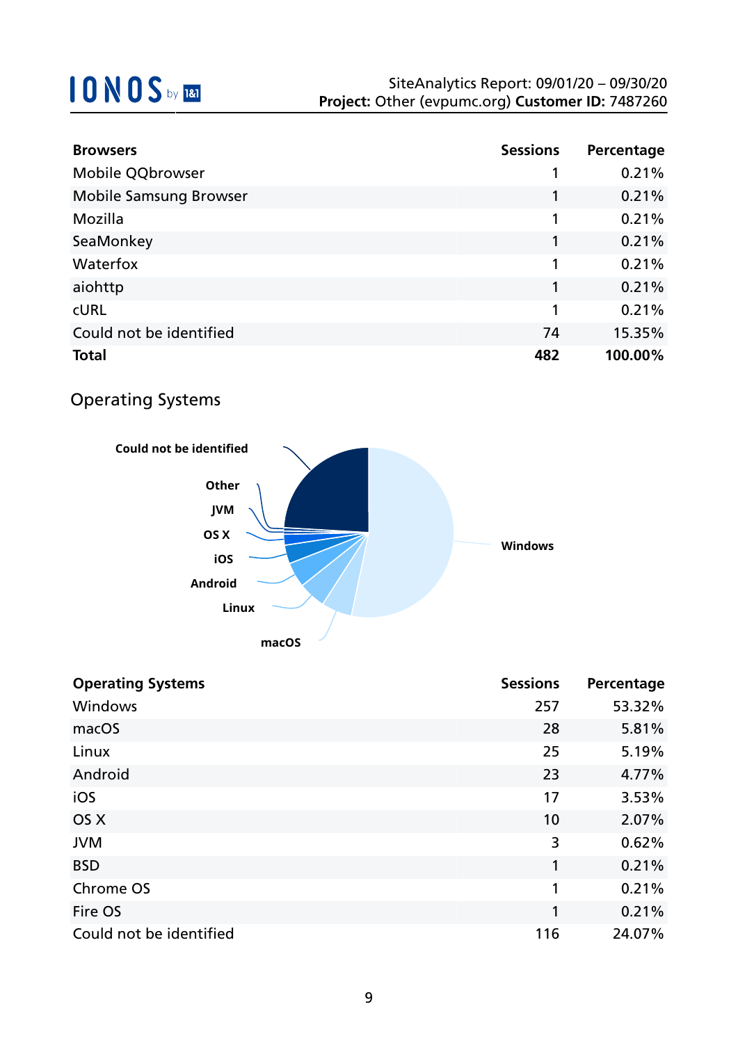| Browsers | Sessions | Percentage |
|---|---|---|
| Mobile QQbrowser | 1 | 0.21% |
| Mobile Samsung Browser | 1 | 0.21% |
| Mozilla | 1 | 0.21% |
| SeaMonkey | 1 | 0.21% |
| Waterfox | 1 | 0.21% |
| aiohttp | 1 | 0.21% |
| cURL | 1 | 0.21% |
| Could not be identified | 74 | 15.35% |
| **Total** | **482** | **100.00%** |

## Operating Systems

| Operating Systems | Sessions | Percentage |
|---|---|---|
| Windows | 257 | 53.32% |
| macOS | 28 | 5.81% |
| Linux | 25 | 5.19% |
| Android | 23 | 4.77% |
| iOS | 17 | 3.53% |
| OS X | 10 | 2.07% |
| JVM | 3 | 0.62% |
| BSD | 1 | 0.21% |
| Chrome OS | 1 | 0.21% |
| Fire OS | 1 | 0.21% |
| Could not be identified | 116 | 24.07% |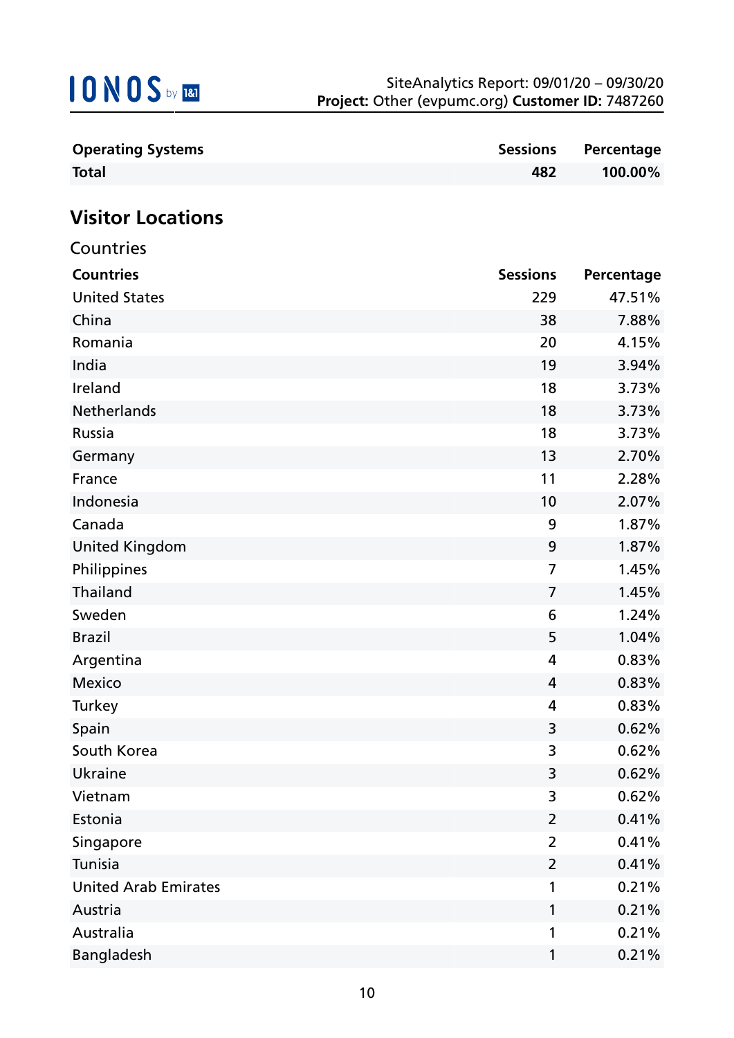| Operating Systems | Sessions | Percentage |
| --- | --- | --- |
| **Total** | **482** | **100.00%** |

## Visitor Locations

### Countries

| Countries | Sessions | Percentage |
| --- | --- | --- |
| United States | 229 | 47.51% |
| China | 38 | 7.88% |
| Romania | 20 | 4.15% |
| India | 19 | 3.94% |
| Ireland | 18 | 3.73% |
| Netherlands | 18 | 3.73% |
| Russia | 18 | 3.73% |
| Germany | 13 | 2.70% |
| France | 11 | 2.28% |
| Indonesia | 10 | 2.07% |
| Canada | 9 | 1.87% |
| United Kingdom | 9 | 1.87% |
| Philippines | 7 | 1.45% |
| Thailand | 7 | 1.45% |
| Sweden | 6 | 1.24% |
| Brazil | 5 | 1.04% |
| Argentina | 4 | 0.83% |
| Mexico | 4 | 0.83% |
| Turkey | 4 | 0.83% |
| Spain | 3 | 0.62% |
| South Korea | 3 | 0.62% |
| Ukraine | 3 | 0.62% |
| Vietnam | 3 | 0.62% |
| Estonia | 2 | 0.41% |
| Singapore | 2 | 0.41% |
| Tunisia | 2 | 0.41% |
| United Arab Emirates | 1 | 0.21% |
| Austria | 1 | 0.21% |
| Australia | 1 | 0.21% |
| Bangladesh | 1 | 0.21% |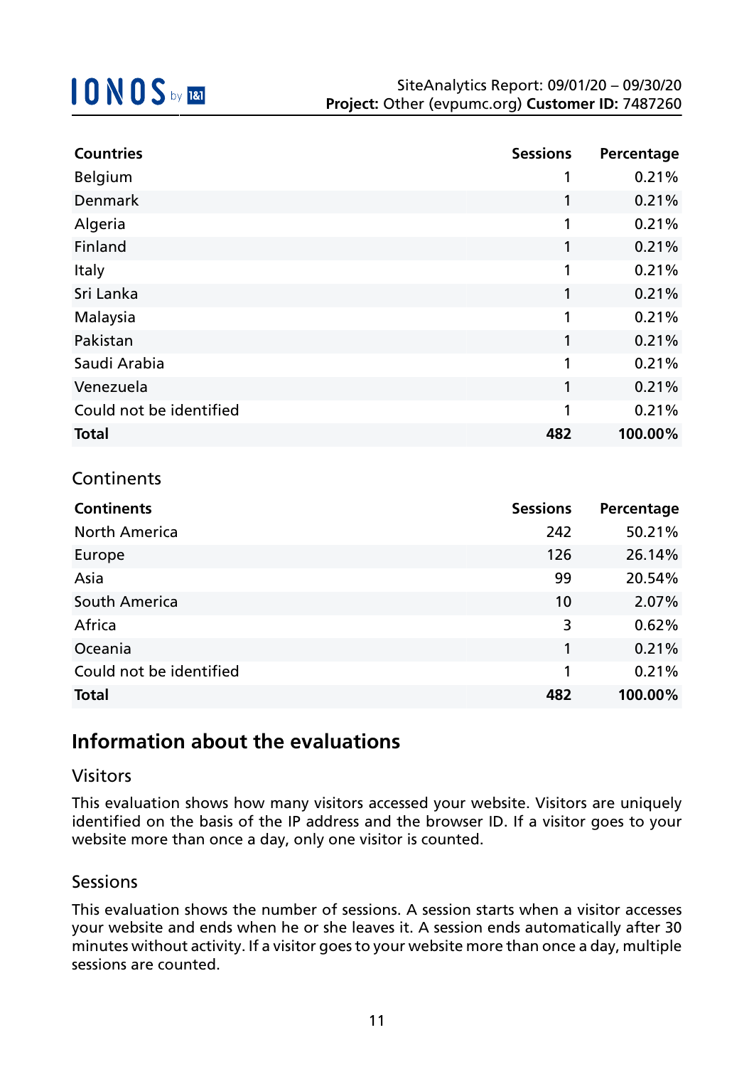| Countries | Sessions | Percentage |
|---|---|---|
| Belgium | 1 | 0.21% |
| Denmark | 1 | 0.21% |
| Algeria | 1 | 0.21% |
| Finland | 1 | 0.21% |
| Italy | 1 | 0.21% |
| Sri Lanka | 1 | 0.21% |
| Malaysia | 1 | 0.21% |
| Pakistan | 1 | 0.21% |
| Saudi Arabia | 1 | 0.21% |
| Venezuela | 1 | 0.21% |
| Could not be identified | 1 | 0.21% |
| **Total** | **482** | **100.00%** |

### Continents

| Continents | Sessions | Percentage |
|---|---|---|
| North America | 242 | 50.21% |
| Europe | 126 | 26.14% |
| Asia | 99 | 20.54% |
| South America | 10 | 2.07% |
| Africa | 3 | 0.62% |
| Oceania | 1 | 0.21% |
| Could not be identified | 1 | 0.21% |
| **Total** | **482** | **100.00%** |

## Information about the evaluations

### Visitors

This evaluation shows how many visitors accessed your website. Visitors are uniquely identified on the basis of the IP address and the browser ID. If a visitor goes to your website more than once a day, only one visitor is counted.

### Sessions

This evaluation shows the number of sessions. A session starts when a visitor accesses your website and ends when he or she leaves it. A session ends automatically after 30 minutes without activity. If a visitor goes to your website more than once a day, multiple sessions are counted.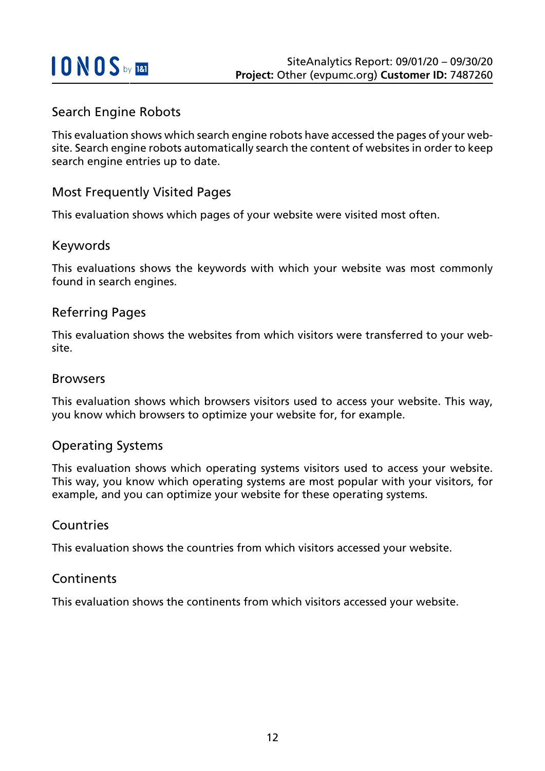## Search Engine Robots

This evaluation shows which search engine robots have accessed the pages of your website. Search engine robots automatically search the content of websites in order to keep search engine entries up to date.

## Most Frequently Visited Pages

This evaluation shows which pages of your website were visited most often.

## Keywords

This evaluations shows the keywords with which your website was most commonly found in search engines.

## Referring Pages

This evaluation shows the websites from which visitors were transferred to your website.

## Browsers

This evaluation shows which browsers visitors used to access your website. This way, you know which browsers to optimize your website for, for example.

## Operating Systems

This evaluation shows which operating systems visitors used to access your website. This way, you know which operating systems are most popular with your visitors, for example, and you can optimize your website for these operating systems.

## Countries

This evaluation shows the countries from which visitors accessed your website.

## Continents

This evaluation shows the continents from which visitors accessed your website.